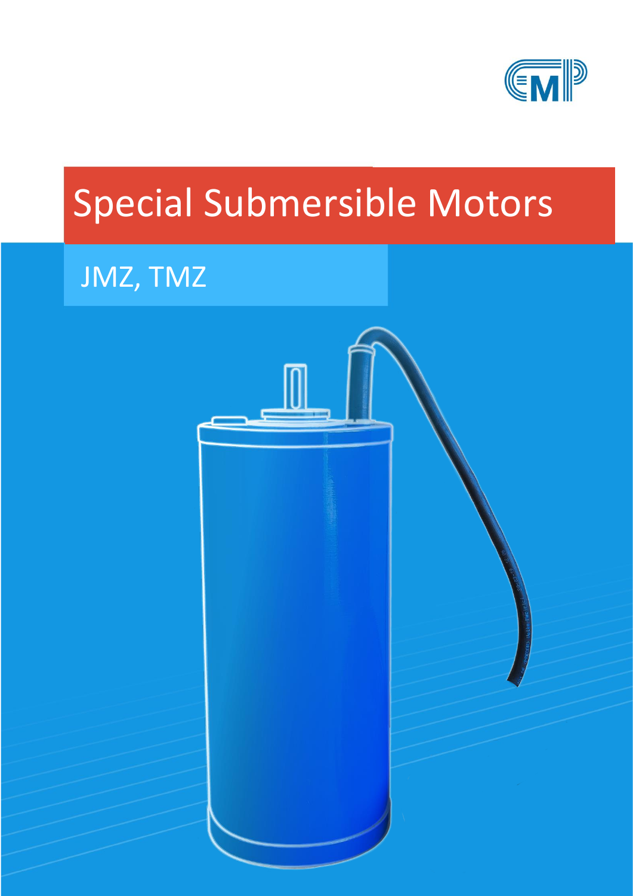# Special Submersible Motors

## JMZ, TMZ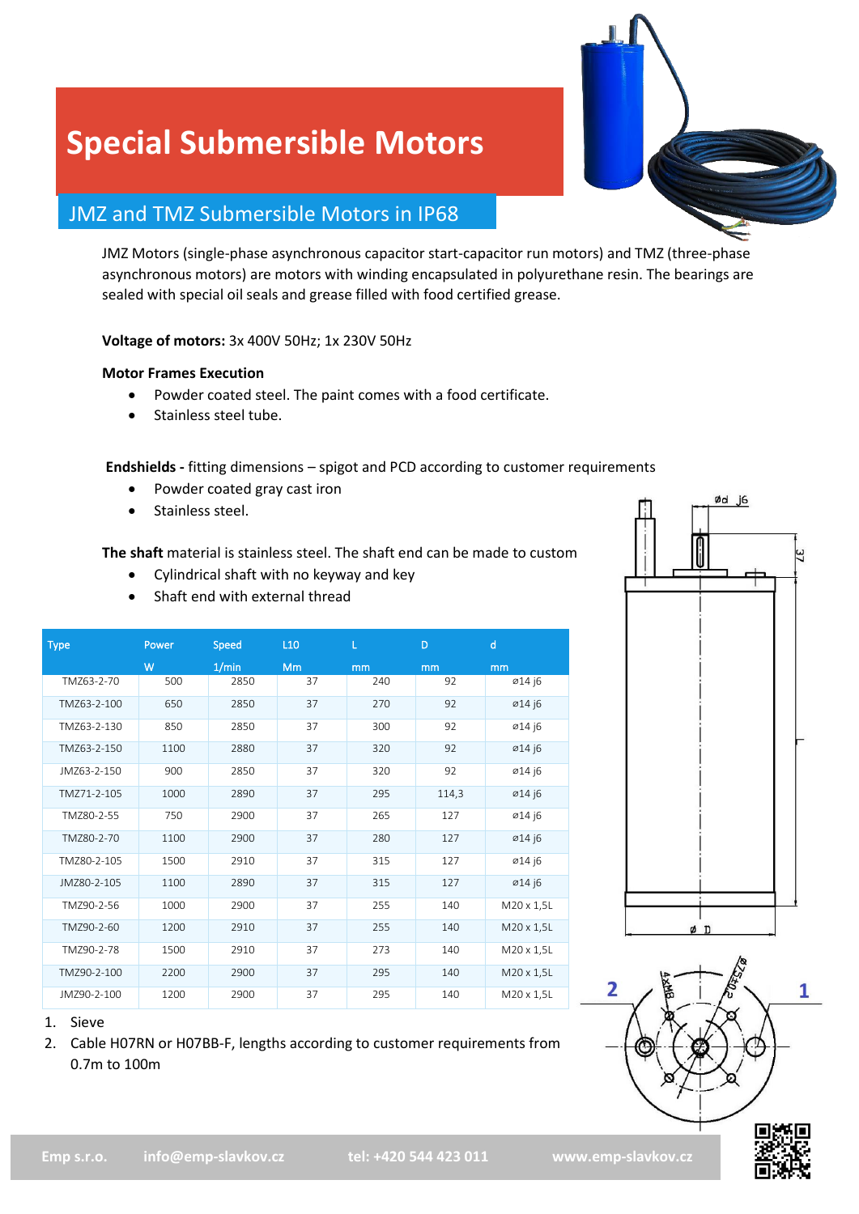# Special Submersible Motors

## JMZ and TMZ Submersible Motors in IP68

JMZ Motors (single-phase asynchronous capacitor start-capacitor run motors) and TMZ (three-phase asynchronous motors) are motors with winding encapsulated in polyurethane resin. The bearings are sealed with special oil seals and grease filled with food certified grease.

**Voltage of motors:** 3x 400V 50Hz; 1x 230V 50Hz

**Motor Frames Execution**

- Powder coated steel. The paint comes with a food certificate.
- Stainless steel tube.

**Endshields -** fitting dimensions – spigot and PCD according to customer requirements

- Powder coated gray cast iron
- Stainless steel.

**The shaft** material is stainless steel. The shaft end can be made to custom

- Cylindrical shaft with no keyway and key
- Shaft end with external thread

| Type | Power W | Speed 1/min | L10 Mm | L mm | D mm | d mm |
|---|---|---|---|---|---|---|
| TMZ63-2-70 | 500 | 2850 | 37 | 240 | 92 | ø14 j6 |
| TMZ63-2-100 | 650 | 2850 | 37 | 270 | 92 | ø14 j6 |
| TMZ63-2-130 | 850 | 2850 | 37 | 300 | 92 | ø14 j6 |
| TMZ63-2-150 | 1100 | 2880 | 37 | 320 | 92 | ø14 j6 |
| JMZ63-2-150 | 900 | 2850 | 37 | 320 | 92 | ø14 j6 |
| TMZ71-2-105 | 1000 | 2890 | 37 | 295 | 114,3 | ø14 j6 |
| TMZ80-2-55 | 750 | 2900 | 37 | 265 | 127 | ø14 j6 |
| TMZ80-2-70 | 1100 | 2900 | 37 | 280 | 127 | ø14 j6 |
| TMZ80-2-105 | 1500 | 2910 | 37 | 315 | 127 | ø14 j6 |
| JMZ80-2-105 | 1100 | 2890 | 37 | 315 | 127 | ø14 j6 |
| TMZ90-2-56 | 1000 | 2900 | 37 | 255 | 140 | M20 x 1,5L |
| TMZ90-2-60 | 1200 | 2910 | 37 | 255 | 140 | M20 x 1,5L |
| TMZ90-2-78 | 1500 | 2910 | 37 | 273 | 140 | M20 x 1,5L |
| TMZ90-2-100 | 2200 | 2900 | 37 | 295 | 140 | M20 x 1,5L |
| JMZ90-2-100 | 1200 | 2900 | 37 | 295 | 140 | M20 x 1,5L |

1. Sieve
2. Cable H07RN or H07BB-F, lengths according to customer requirements from 0.7m to 100m

Ød J6

37

L

ø D

4xM8

ø75±0,2

2

1

Emp s.r.o. info@emp-slavkov.cz tel: +420 544 423 011 www.emp-slavkov.cz